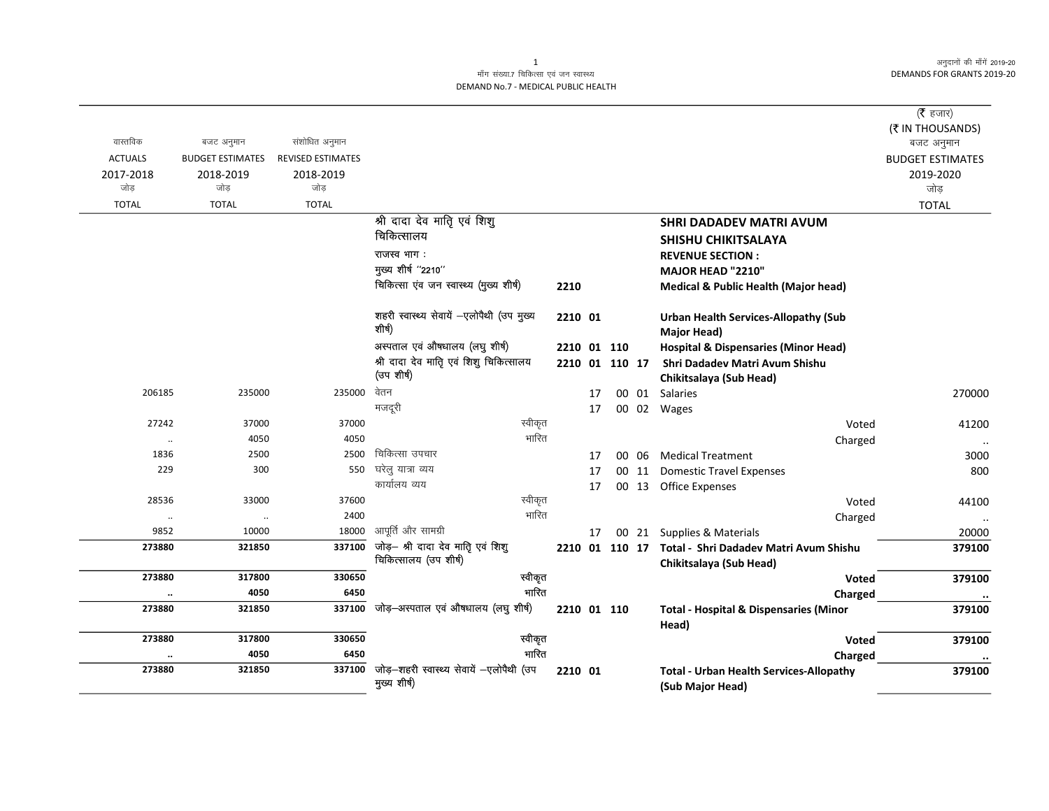माँग संख्या.7 चिकित्सा एवं जन स्वास्थ्य
DEMAND No.7 - MEDICAL PUBLIC HEALTH

अनुदानों की माँगें 2019-20
DEMANDS FOR GRANTS 2019-20

(₹ हजार)
(₹ IN THOUSANDS)

| वास्तविक ACTUALS 2017-2018 जोड़ TOTAL | बजट अनुमान BUDGET ESTIMATES 2018-2019 जोड़ TOTAL | संशोधित अनुमान REVISED ESTIMATES 2018-2019 जोड़ TOTAL | | | | बजट अनुमान BUDGET ESTIMATES 2019-2020 जोड़ TOTAL |
|---|---|---|---|---|---|---|
| | | | श्री दादा देव मातृ एवं शिशु चिकित्सालय | | **SHRI DADADEV MATRI AVUM SHISHU CHIKITSALAYA** | |
| | | | राजस्व भाग : | | **REVENUE SECTION :** | |
| | | | मुख्य शीर्ष "2210" | | **MAJOR HEAD "2210"** | |
| | | | चिकित्सा एंव जन स्वास्थ्य (मुख्य शीर्ष) | 2210 | **Medical & Public Health (Major head)** | |
| | | | शहरी स्वास्थ्य सेवायें –एलोपैथी (उप मुख्य शीर्ष) | 2210 01 | **Urban Health Services-Allopathy (Sub Major Head)** | |
| | | | अस्पताल एवं औषधालय (लघु शीर्ष) | 2210 01 110 | **Hospital & Dispensaries (Minor Head)** | |
| | | | श्री दादा देव मातृ एवं शिशु चिकित्सालय (उप शीर्ष) | 2210 01 110 17 | **Shri Dadadev Matri Avum Shishu Chikitsalaya (Sub Head)** | |
| 206185 | 235000 | 235000 | वेतन | 17 00 01 | Salaries | 270000 |
| | | | मजदूरी | 17 00 02 | Wages | |
| 27242 | 37000 | 37000 | स्वीकृत | | Voted | 41200 |
| .. | 4050 | 4050 | भारित | | Charged | .. |
| 1836 | 2500 | 2500 | चिकित्सा उपचार | 17 00 06 | Medical Treatment | 3000 |
| 229 | 300 | 550 | घरेलु यात्रा व्यय | 17 00 11 | Domestic Travel Expenses | 800 |
| | | | कार्यालय व्यय | 17 00 13 | Office Expenses | |
| 28536 | 33000 | 37600 | स्वीकृत | | Voted | 44100 |
| .. | .. | 2400 | भारित | | Charged | .. |
| 9852 | 10000 | 18000 | आपूर्ति और सामग्री | 17 00 21 | Supplies & Materials | 20000 |
| **273880** | **321850** | **337100** | जोड़– श्री दादा देव मातृ एवं शिशु चिकित्सालय (उप शीर्ष) | 2210 01 110 17 | **Total - Shri Dadadev Matri Avum Shishu Chikitsalaya (Sub Head)** | **379100** |
| **273880** | **317800** | **330650** | स्वीकृत | | **Voted** | **379100** |
| **..** | **4050** | **6450** | भारित | | **Charged** | **..** |
| **273880** | **321850** | **337100** | जोड़–अस्पताल एवं औषधालय (लघु शीर्ष) | 2210 01 110 | **Total - Hospital & Dispensaries (Minor Head)** | **379100** |
| **273880** | **317800** | **330650** | स्वीकृत | | **Voted** | **379100** |
| **..** | **4050** | **6450** | भारित | | **Charged** | **..** |
| **273880** | **321850** | **337100** | जोड़–शहरी स्वास्थ्य सेवायें –एलोपैथी (उप मुख्य शीर्ष) | 2210 01 | **Total - Urban Health Services-Allopathy (Sub Major Head)** | **379100** |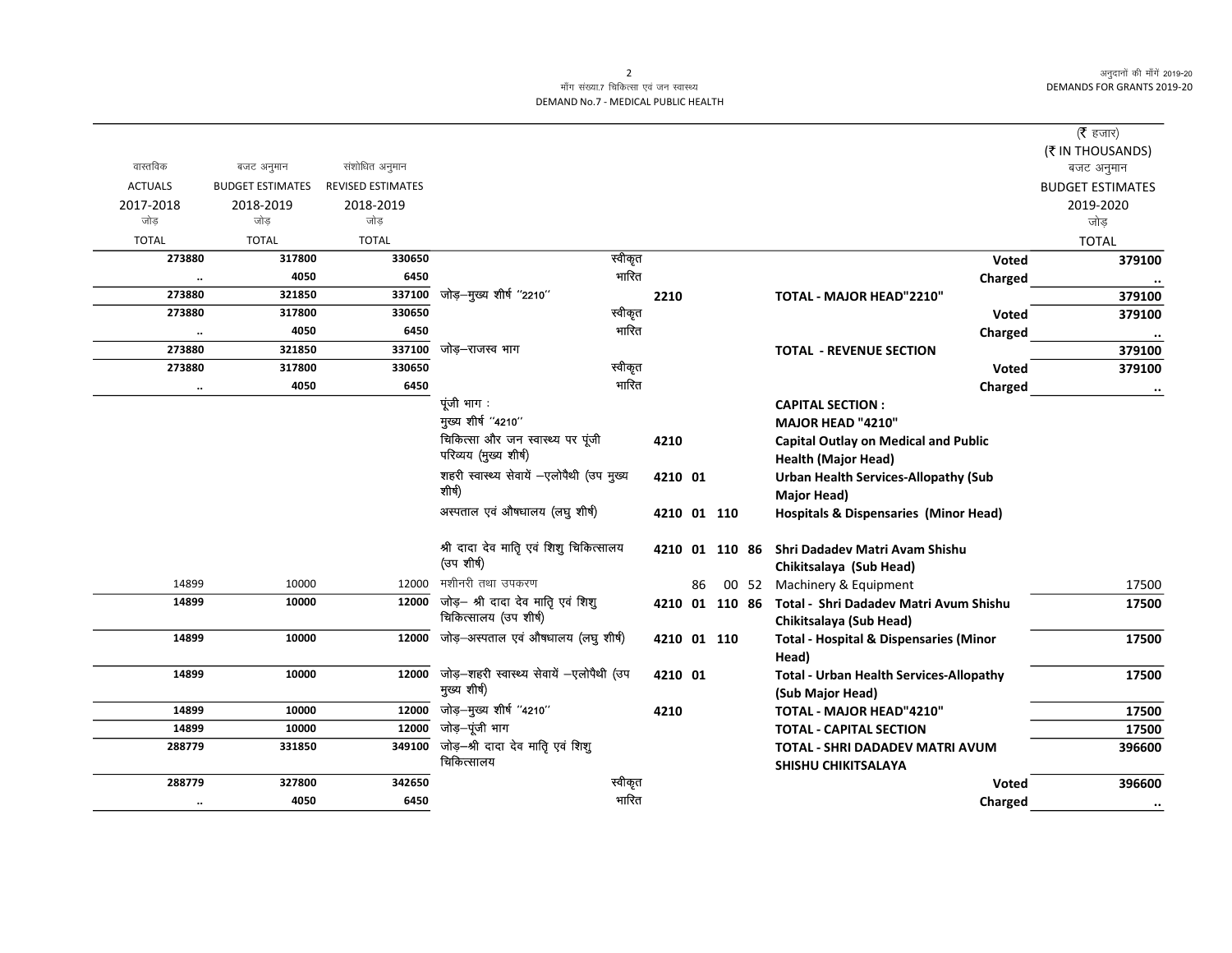माँग संख्या.7 चिकित्सा एवं जन स्वास्थ्य
DEMAND No.7 - MEDICAL PUBLIC HEALTH

अनुदानों की माँगें 2019-20
DEMANDS FOR GRANTS 2019-20

| वास्तविक ACTUALS 2017-2018 जोड़ TOTAL | बजट अनुमान BUDGET ESTIMATES 2018-2019 जोड़ TOTAL | संशोधित अनुमान REVISED ESTIMATES 2018-2019 जोड़ TOTAL | | | | (₹ हजार) (₹ IN THOUSANDS) बजट अनुमान BUDGET ESTIMATES 2019-2020 जोड़ TOTAL |
|---|---|---|---|---|---|---|
| 273880 | 317800 | 330650 | स्वीकृत | | Voted | 379100 |
| .. | 4050 | 6450 | भारित | | Charged | .. |
| 273880 | 321850 | 337100 | जोड़–मुख्य शीर्ष ''2210'' | 2210 | TOTAL - MAJOR HEAD"2210" | 379100 |
| 273880 | 317800 | 330650 | स्वीकृत | | Voted | 379100 |
| .. | 4050 | 6450 | भारित | | Charged | .. |
| 273880 | 321850 | 337100 | जोड़–राजस्व भाग | | TOTAL - REVENUE SECTION | 379100 |
| 273880 | 317800 | 330650 | स्वीकृत | | Voted | 379100 |
| .. | 4050 | 6450 | भारित | | Charged | .. |
| | | | पूंजी भाग : | | **CAPITAL SECTION :** | |
| | | | मुख्य शीर्ष ''4210'' | | **MAJOR HEAD "4210"** | |
| | | | चिकित्सा और जन स्वास्थ्य पर पूंजी परिव्यय (मुख्य शीर्ष) | 4210 | **Capital Outlay on Medical and Public Health (Major Head)** | |
| | | | शहरी स्वास्थ्य सेवायें –एलोपैथी (उप मुख्य शीर्ष) | 4210 01 | **Urban Health Services-Allopathy (Sub Major Head)** | |
| | | | अस्पताल एवं औषधालय (लघु शीर्ष) | 4210 01 110 | **Hospitals & Dispensaries (Minor Head)** | |
| | | | श्री दादा देव मातृ एवं शिशु चिकित्सालय (उप शीर्ष) | 4210 01 110 86 | **Shri Dadadev Matri Avam Shishu Chikitsalaya (Sub Head)** | |
| 14899 | 10000 | 12000 | मशीनरी तथा उपकरण | 86 00 52 | Machinery & Equipment | 17500 |
| 14899 | 10000 | 12000 | जोड़– श्री दादा देव मातृ एवं शिशु चिकित्सालय (उप शीर्ष) | 4210 01 110 86 | Total - Shri Dadadev Matri Avum Shishu Chikitsalaya (Sub Head) | 17500 |
| 14899 | 10000 | 12000 | जोड़–अस्पताल एवं औषधालय (लघु शीर्ष) | 4210 01 110 | Total - Hospital & Dispensaries (Minor Head) | 17500 |
| 14899 | 10000 | 12000 | जोड़–शहरी स्वास्थ्य सेवायें –एलोपैथी (उप मुख्य शीर्ष) | 4210 01 | Total - Urban Health Services-Allopathy (Sub Major Head) | 17500 |
| 14899 | 10000 | 12000 | जोड़–मुख्य शीर्ष ''4210'' | 4210 | TOTAL - MAJOR HEAD"4210" | 17500 |
| 14899 | 10000 | 12000 | जोड़–पूंजी भाग | | TOTAL - CAPITAL SECTION | 17500 |
| 288779 | 331850 | 349100 | जोड़–श्री दादा देव मातृ एवं शिशु चिकित्सालय | | TOTAL - SHRI DADADEV MATRI AVUM SHISHU CHIKITSALAYA | 396600 |
| 288779 | 327800 | 342650 | स्वीकृत | | Voted | 396600 |
| .. | 4050 | 6450 | भारित | | Charged | .. |